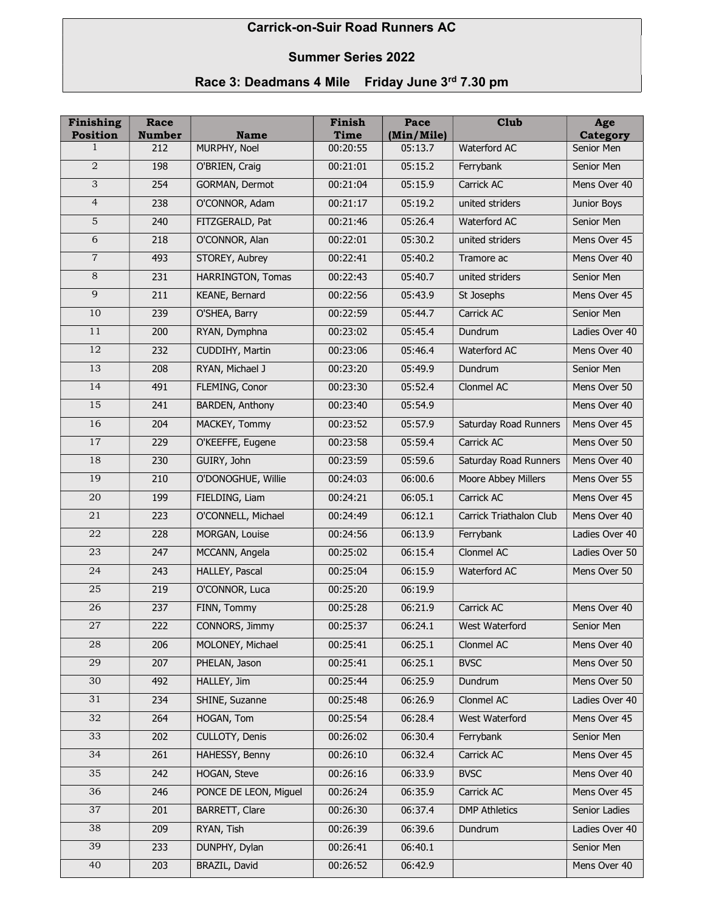# Carrick-on-Suir Road Runners AC

## Summer Series 2022

## Race 3: Deadmans 4 Mile    Friday June 3rd 7.30 pm

| Finishing Position | Race Number | Name | Finish Time | Pace (Min/Mile) | Club | Age Category |
|---|---|---|---|---|---|---|
| 1 | 212 | MURPHY, Noel | 00:20:55 | 05:13.7 | Waterford AC | Senior Men |
| 2 | 198 | O'BRIEN, Craig | 00:21:01 | 05:15.2 | Ferrybank | Senior Men |
| 3 | 254 | GORMAN, Dermot | 00:21:04 | 05:15.9 | Carrick AC | Mens Over 40 |
| 4 | 238 | O'CONNOR, Adam | 00:21:17 | 05:19.2 | united striders | Junior Boys |
| 5 | 240 | FITZGERALD, Pat | 00:21:46 | 05:26.4 | Waterford AC | Senior Men |
| 6 | 218 | O'CONNOR, Alan | 00:22:01 | 05:30.2 | united striders | Mens Over 45 |
| 7 | 493 | STOREY, Aubrey | 00:22:41 | 05:40.2 | Tramore ac | Mens Over 40 |
| 8 | 231 | HARRINGTON, Tomas | 00:22:43 | 05:40.7 | united striders | Senior Men |
| 9 | 211 | KEANE, Bernard | 00:22:56 | 05:43.9 | St Josephs | Mens Over 45 |
| 10 | 239 | O'SHEA, Barry | 00:22:59 | 05:44.7 | Carrick AC | Senior Men |
| 11 | 200 | RYAN, Dymphna | 00:23:02 | 05:45.4 | Dundrum | Ladies Over 40 |
| 12 | 232 | CUDDIHY, Martin | 00:23:06 | 05:46.4 | Waterford AC | Mens Over 40 |
| 13 | 208 | RYAN, Michael J | 00:23:20 | 05:49.9 | Dundrum | Senior Men |
| 14 | 491 | FLEMING, Conor | 00:23:30 | 05:52.4 | Clonmel AC | Mens Over 50 |
| 15 | 241 | BARDEN, Anthony | 00:23:40 | 05:54.9 | | Mens Over 40 |
| 16 | 204 | MACKEY, Tommy | 00:23:52 | 05:57.9 | Saturday Road Runners | Mens Over 45 |
| 17 | 229 | O'KEEFFE, Eugene | 00:23:58 | 05:59.4 | Carrick AC | Mens Over 50 |
| 18 | 230 | GUIRY, John | 00:23:59 | 05:59.6 | Saturday Road Runners | Mens Over 40 |
| 19 | 210 | O'DONOGHUE, Willie | 00:24:03 | 06:00.6 | Moore Abbey Millers | Mens Over 55 |
| 20 | 199 | FIELDING, Liam | 00:24:21 | 06:05.1 | Carrick AC | Mens Over 45 |
| 21 | 223 | O'CONNELL, Michael | 00:24:49 | 06:12.1 | Carrick Triathalon Club | Mens Over 40 |
| 22 | 228 | MORGAN, Louise | 00:24:56 | 06:13.9 | Ferrybank | Ladies Over 40 |
| 23 | 247 | MCCANN, Angela | 00:25:02 | 06:15.4 | Clonmel AC | Ladies Over 50 |
| 24 | 243 | HALLEY, Pascal | 00:25:04 | 06:15.9 | Waterford AC | Mens Over 50 |
| 25 | 219 | O'CONNOR, Luca | 00:25:20 | 06:19.9 | | |
| 26 | 237 | FINN, Tommy | 00:25:28 | 06:21.9 | Carrick AC | Mens Over 40 |
| 27 | 222 | CONNORS, Jimmy | 00:25:37 | 06:24.1 | West Waterford | Senior Men |
| 28 | 206 | MOLONEY, Michael | 00:25:41 | 06:25.1 | Clonmel AC | Mens Over 40 |
| 29 | 207 | PHELAN, Jason | 00:25:41 | 06:25.1 | BVSC | Mens Over 50 |
| 30 | 492 | HALLEY, Jim | 00:25:44 | 06:25.9 | Dundrum | Mens Over 50 |
| 31 | 234 | SHINE, Suzanne | 00:25:48 | 06:26.9 | Clonmel AC | Ladies Over 40 |
| 32 | 264 | HOGAN, Tom | 00:25:54 | 06:28.4 | West Waterford | Mens Over 45 |
| 33 | 202 | CULLOTY, Denis | 00:26:02 | 06:30.4 | Ferrybank | Senior Men |
| 34 | 261 | HAHESSY, Benny | 00:26:10 | 06:32.4 | Carrick AC | Mens Over 45 |
| 35 | 242 | HOGAN, Steve | 00:26:16 | 06:33.9 | BVSC | Mens Over 40 |
| 36 | 246 | PONCE DE LEON, Miguel | 00:26:24 | 06:35.9 | Carrick AC | Mens Over 45 |
| 37 | 201 | BARRETT, Clare | 00:26:30 | 06:37.4 | DMP Athletics | Senior Ladies |
| 38 | 209 | RYAN, Tish | 00:26:39 | 06:39.6 | Dundrum | Ladies Over 40 |
| 39 | 233 | DUNPHY, Dylan | 00:26:41 | 06:40.1 | | Senior Men |
| 40 | 203 | BRAZIL, David | 00:26:52 | 06:42.9 | | Mens Over 40 |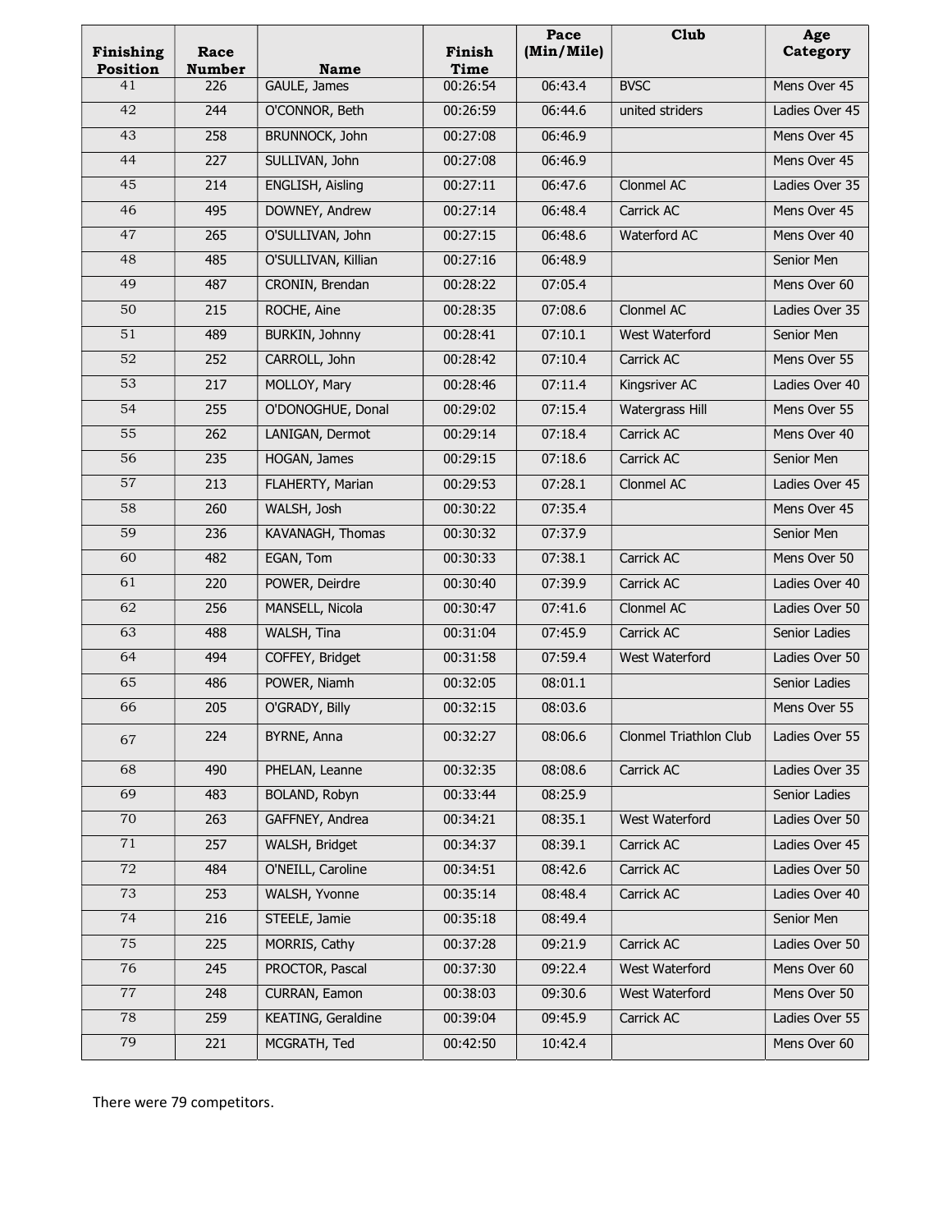| Finishing Position | Race Number | Name | Finish Time | Pace (Min/Mile) | Club | Age Category |
|---|---|---|---|---|---|---|
| 41 | 226 | GAULE, James | 00:26:54 | 06:43.4 | BVSC | Mens Over 45 |
| 42 | 244 | O'CONNOR, Beth | 00:26:59 | 06:44.6 | united striders | Ladies Over 45 |
| 43 | 258 | BRUNNOCK, John | 00:27:08 | 06:46.9 | | Mens Over 45 |
| 44 | 227 | SULLIVAN, John | 00:27:08 | 06:46.9 | | Mens Over 45 |
| 45 | 214 | ENGLISH, Aisling | 00:27:11 | 06:47.6 | Clonmel AC | Ladies Over 35 |
| 46 | 495 | DOWNEY, Andrew | 00:27:14 | 06:48.4 | Carrick AC | Mens Over 45 |
| 47 | 265 | O'SULLIVAN, John | 00:27:15 | 06:48.6 | Waterford AC | Mens Over 40 |
| 48 | 485 | O'SULLIVAN, Killian | 00:27:16 | 06:48.9 | | Senior Men |
| 49 | 487 | CRONIN, Brendan | 00:28:22 | 07:05.4 | | Mens Over 60 |
| 50 | 215 | ROCHE, Aine | 00:28:35 | 07:08.6 | Clonmel AC | Ladies Over 35 |
| 51 | 489 | BURKIN, Johnny | 00:28:41 | 07:10.1 | West Waterford | Senior Men |
| 52 | 252 | CARROLL, John | 00:28:42 | 07:10.4 | Carrick AC | Mens Over 55 |
| 53 | 217 | MOLLOY, Mary | 00:28:46 | 07:11.4 | Kingsriver AC | Ladies Over 40 |
| 54 | 255 | O'DONOGHUE, Donal | 00:29:02 | 07:15.4 | Watergrass Hill | Mens Over 55 |
| 55 | 262 | LANIGAN, Dermot | 00:29:14 | 07:18.4 | Carrick AC | Mens Over 40 |
| 56 | 235 | HOGAN, James | 00:29:15 | 07:18.6 | Carrick AC | Senior Men |
| 57 | 213 | FLAHERTY, Marian | 00:29:53 | 07:28.1 | Clonmel AC | Ladies Over 45 |
| 58 | 260 | WALSH, Josh | 00:30:22 | 07:35.4 | | Mens Over 45 |
| 59 | 236 | KAVANAGH, Thomas | 00:30:32 | 07:37.9 | | Senior Men |
| 60 | 482 | EGAN, Tom | 00:30:33 | 07:38.1 | Carrick AC | Mens Over 50 |
| 61 | 220 | POWER, Deirdre | 00:30:40 | 07:39.9 | Carrick AC | Ladies Over 40 |
| 62 | 256 | MANSELL, Nicola | 00:30:47 | 07:41.6 | Clonmel AC | Ladies Over 50 |
| 63 | 488 | WALSH, Tina | 00:31:04 | 07:45.9 | Carrick AC | Senior Ladies |
| 64 | 494 | COFFEY, Bridget | 00:31:58 | 07:59.4 | West Waterford | Ladies Over 50 |
| 65 | 486 | POWER, Niamh | 00:32:05 | 08:01.1 | | Senior Ladies |
| 66 | 205 | O'GRADY, Billy | 00:32:15 | 08:03.6 | | Mens Over 55 |
| 67 | 224 | BYRNE, Anna | 00:32:27 | 08:06.6 | Clonmel Triathlon Club | Ladies Over 55 |
| 68 | 490 | PHELAN, Leanne | 00:32:35 | 08:08.6 | Carrick AC | Ladies Over 35 |
| 69 | 483 | BOLAND, Robyn | 00:33:44 | 08:25.9 | | Senior Ladies |
| 70 | 263 | GAFFNEY, Andrea | 00:34:21 | 08:35.1 | West Waterford | Ladies Over 50 |
| 71 | 257 | WALSH, Bridget | 00:34:37 | 08:39.1 | Carrick AC | Ladies Over 45 |
| 72 | 484 | O'NEILL, Caroline | 00:34:51 | 08:42.6 | Carrick AC | Ladies Over 50 |
| 73 | 253 | WALSH, Yvonne | 00:35:14 | 08:48.4 | Carrick AC | Ladies Over 40 |
| 74 | 216 | STEELE, Jamie | 00:35:18 | 08:49.4 | | Senior Men |
| 75 | 225 | MORRIS, Cathy | 00:37:28 | 09:21.9 | Carrick AC | Ladies Over 50 |
| 76 | 245 | PROCTOR, Pascal | 00:37:30 | 09:22.4 | West Waterford | Mens Over 60 |
| 77 | 248 | CURRAN, Eamon | 00:38:03 | 09:30.6 | West Waterford | Mens Over 50 |
| 78 | 259 | KEATING, Geraldine | 00:39:04 | 09:45.9 | Carrick AC | Ladies Over 55 |
| 79 | 221 | MCGRATH, Ted | 00:42:50 | 10:42.4 | | Mens Over 60 |

There were 79 competitors.